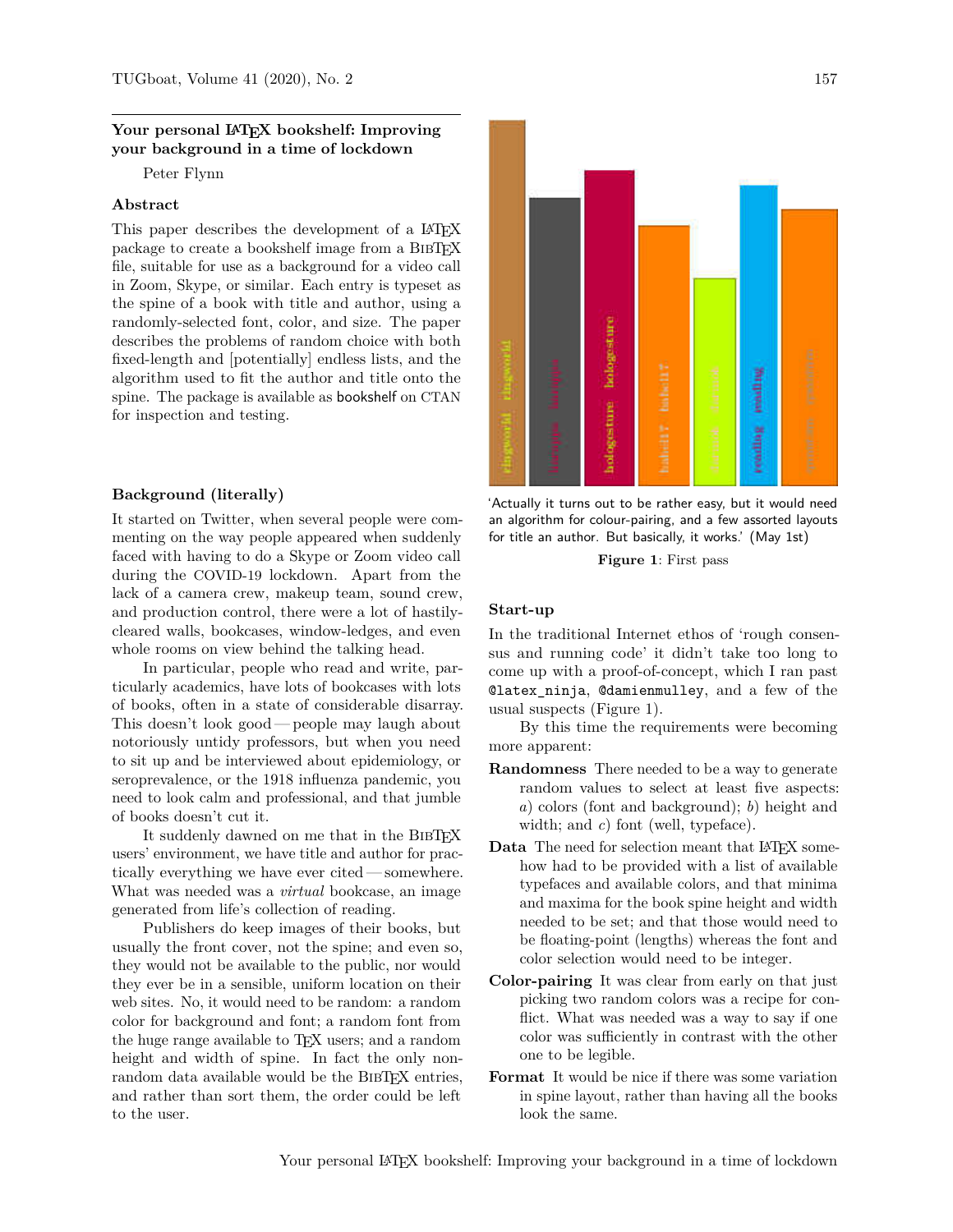## Your personal LaTeX bookshelf: Improving your background in a time of lockdown

Peter Flynn

### Abstract

This paper describes the development of a LaTeX package to create a bookshelf image from a BibTeX file, suitable for use as a background for a video call in Zoom, Skype, or similar. Each entry is typeset as the spine of a book with title and author, using a randomly-selected font, color, and size. The paper describes the problems of random choice with both fixed-length and [potentially] endless lists, and the algorithm used to fit the author and title onto the spine. The package is available as bookshelf on CTAN for inspection and testing.

### Background (literally)

It started on Twitter, when several people were commenting on the way people appeared when suddenly faced with having to do a Skype or Zoom video call during the COVID-19 lockdown. Apart from the lack of a camera crew, makeup team, sound crew, and production control, there were a lot of hastily-cleared walls, bookcases, window-ledges, and even whole rooms on view behind the talking head.

In particular, people who read and write, particularly academics, have lots of bookcases with lots of books, often in a state of considerable disarray. This doesn't look good — people may laugh about notoriously untidy professors, but when you need to sit up and be interviewed about epidemiology, or seroprevalence, or the 1918 influenza pandemic, you need to look calm and professional, and that jumble of books doesn't cut it.

It suddenly dawned on me that in the BibTeX users' environment, we have title and author for practically everything we have ever cited — somewhere. What was needed was a *virtual* bookcase, an image generated from life's collection of reading.

Publishers do keep images of their books, but usually the front cover, not the spine; and even so, they would not be available to the public, nor would they ever be in a sensible, uniform location on their web sites. No, it would need to be random: a random color for background and font; a random font from the huge range available to TeX users; and a random height and width of spine. In fact the only non-random data available would be the BibTeX entries, and rather than sort them, the order could be left to the user.

'Actually it turns out to be rather easy, but it would need an algorithm for colour-pairing, and a few assorted layouts for title an author. But basically, it works.' (May 1st)

**Figure 1**: First pass

### Start-up

In the traditional Internet ethos of 'rough consensus and running code' it didn't take too long to come up with a proof-of-concept, which I ran past `@latex_ninja`, `@damienmulley`, and a few of the usual suspects (Figure 1).

By this time the requirements were becoming more apparent:

**Randomness** There needed to be a way to generate random values to select at least five aspects: *a*) colors (font and background); *b*) height and width; and *c*) font (well, typeface).

**Data** The need for selection meant that LaTeX somehow had to be provided with a list of available typefaces and available colors, and that minima and maxima for the book spine height and width needed to be set; and that those would need to be floating-point (lengths) whereas the font and color selection would need to be integer.

**Color-pairing** It was clear from early on that just picking two random colors was a recipe for conflict. What was needed was a way to say if one color was sufficiently in contrast with the other one to be legible.

**Format** It would be nice if there was some variation in spine layout, rather than having all the books look the same.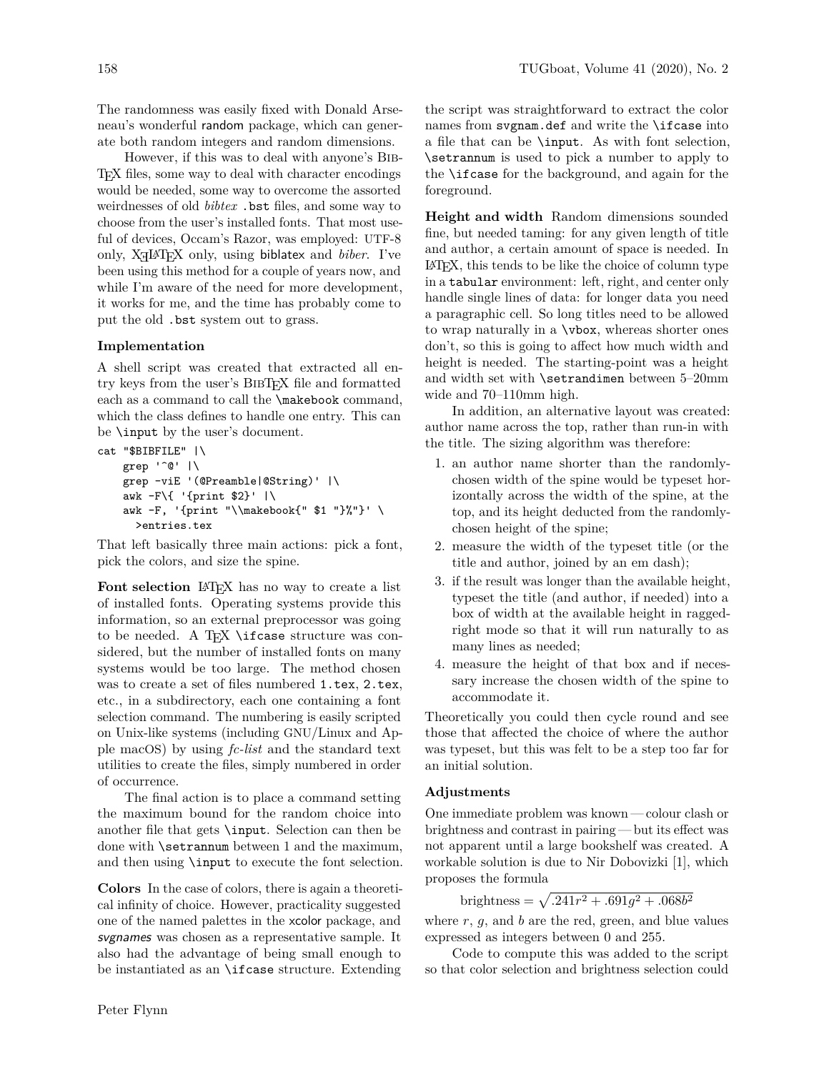The randomness was easily fixed with Donald Arseneau's wonderful random package, which can generate both random integers and random dimensions.

However, if this was to deal with anyone's BibTeX files, some way to deal with character encodings would be needed, some way to overcome the assorted weirdnesses of old *bibtex* .bst files, and some way to choose from the user's installed fonts. That most useful of devices, Occam's Razor, was employed: UTF-8 only, XeLaTeX only, using biblatex and *biber*. I've been using this method for a couple of years now, and while I'm aware of the need for more development, it works for me, and the time has probably come to put the old .bst system out to grass.

### Implementation

A shell script was created that extracted all entry keys from the user's BibTeX file and formatted each as a command to call the `\makebook` command, which the class defines to handle one entry. This can be `\input` by the user's document.

```
cat "$BIBFILE" |\
    grep '^@' |\
    grep -viE '(@Preamble|@String)' |\
    awk -F\{ '{print $2}' |\
    awk -F, '{print "\\makebook{" $1 "}%"}' \
      >entries.tex
```

That left basically three main actions: pick a font, pick the colors, and size the spine.

**Font selection** LaTeX has no way to create a list of installed fonts. Operating systems provide this information, so an external preprocessor was going to be needed. A TeX `\ifcase` structure was considered, but the number of installed fonts on many systems would be too large. The method chosen was to create a set of files numbered `1.tex`, `2.tex`, etc., in a subdirectory, each one containing a font selection command. The numbering is easily scripted on Unix-like systems (including GNU/Linux and Apple macOS) by using *fc-list* and the standard text utilities to create the files, simply numbered in order of occurrence.

The final action is to place a command setting the maximum bound for the random choice into another file that gets `\input`. Selection can then be done with `\setrannum` between 1 and the maximum, and then using `\input` to execute the font selection.

**Colors** In the case of colors, there is again a theoretical infinity of choice. However, practicality suggested one of the named palettes in the xcolor package, and *svgnames* was chosen as a representative sample. It also had the advantage of being small enough to be instantiated as an `\ifcase` structure. Extending the script was straightforward to extract the color names from `svgnam.def` and write the `\ifcase` into a file that can be `\input`. As with font selection, `\setrannum` is used to pick a number to apply to the `\ifcase` for the background, and again for the foreground.

**Height and width** Random dimensions sounded fine, but needed taming: for any given length of title and author, a certain amount of space is needed. In LaTeX, this tends to be like the choice of column type in a `tabular` environment: left, right, and center only handle single lines of data: for longer data you need a paragraphic cell. So long titles need to be allowed to wrap naturally in a `\vbox`, whereas shorter ones don't, so this is going to affect how much width and height is needed. The starting-point was a height and width set with `\setrandimen` between 5–20mm wide and 70–110mm high.

In addition, an alternative layout was created: author name across the top, rather than run-in with the title. The sizing algorithm was therefore:

1. an author name shorter than the randomly-chosen width of the spine would be typeset horizontally across the width of the spine, at the top, and its height deducted from the randomly-chosen height of the spine;
2. measure the width of the typeset title (or the title and author, joined by an em dash);
3. if the result was longer than the available height, typeset the title (and author, if needed) into a box of width at the available height in ragged-right mode so that it will run naturally to as many lines as needed;
4. measure the height of that box and if necessary increase the chosen width of the spine to accommodate it.

Theoretically you could then cycle round and see those that affected the choice of where the author was typeset, but this was felt to be a step too far for an initial solution.

### Adjustments

One immediate problem was known — colour clash or brightness and contrast in pairing — but its effect was not apparent until a large bookshelf was created. A workable solution is due to Nir Dobovizki [1], which proposes the formula

$$\text{brightness} = \sqrt{.241r^2 + .691g^2 + .068b^2}$$

where $r$, $g$, and $b$ are the red, green, and blue values expressed as integers between 0 and 255.

Code to compute this was added to the script so that color selection and brightness selection could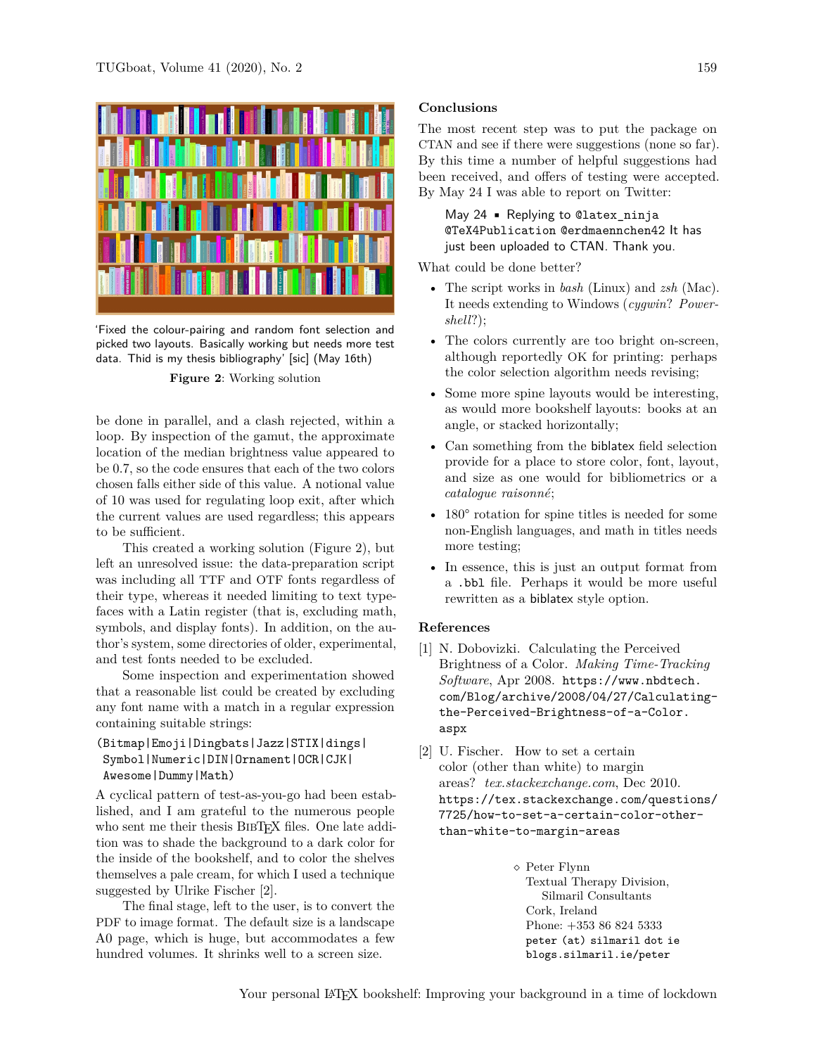'Fixed the colour-pairing and random font selection and picked two layouts. Basically working but needs more test data. Thid is my thesis bibliography' [sic] (May 16th)

**Figure 2**: Working solution

be done in parallel, and a clash rejected, within a loop. By inspection of the gamut, the approximate location of the median brightness value appeared to be 0.7, so the code ensures that each of the two colors chosen falls either side of this value. A notional value of 10 was used for regulating loop exit, after which the current values are used regardless; this appears to be sufficient.

This created a working solution (Figure 2), but left an unresolved issue: the data-preparation script was including all TTF and OTF fonts regardless of their type, whereas it needed limiting to text typefaces with a Latin register (that is, excluding math, symbols, and display fonts). In addition, on the author's system, some directories of older, experimental, and test fonts needed to be excluded.

Some inspection and experimentation showed that a reasonable list could be created by excluding any font name with a match in a regular expression containing suitable strings:

```
(Bitmap|Emoji|Dingbats|Jazz|STIX|dings|
 Symbol|Numeric|DIN|Ornament|OCR|CJK|
 Awesome|Dummy|Math)
```

A cyclical pattern of test-as-you-go had been established, and I am grateful to the numerous people who sent me their thesis BibTeX files. One late addition was to shade the background to a dark color for the inside of the bookshelf, and to color the shelves themselves a pale cream, for which I used a technique suggested by Ulrike Fischer [2].

The final stage, left to the user, is to convert the PDF to image format. The default size is a landscape A0 page, which is huge, but accommodates a few hundred volumes. It shrinks well to a screen size.

## Conclusions

The most recent step was to put the package on CTAN and see if there were suggestions (none so far). By this time a number of helpful suggestions had been received, and offers of testing were accepted. By May 24 I was able to report on Twitter:

> May 24 ▪ Replying to @latex_ninja @TeX4Publication @erdmaennchen42 It has just been uploaded to CTAN. Thank you.

What could be done better?

- The script works in *bash* (Linux) and *zsh* (Mac). It needs extending to Windows (*cygwin*? *Powershell*?);
- The colors currently are too bright on-screen, although reportedly OK for printing: perhaps the color selection algorithm needs revising;
- Some more spine layouts would be interesting, as would more bookshelf layouts: books at an angle, or stacked horizontally;
- Can something from the biblatex field selection provide for a place to store color, font, layout, and size as one would for bibliometrics or a *catalogue raisonné*;
- 180° rotation for spine titles is needed for some non-English languages, and math in titles needs more testing;
- In essence, this is just an output format from a `.bbl` file. Perhaps it would be more useful rewritten as a biblatex style option.

## References

[1] N. Dobovizki. Calculating the Perceived Brightness of a Color. *Making Time-Tracking Software*, Apr 2008. https://www.nbdtech.com/Blog/archive/2008/04/27/Calculating-the-Perceived-Brightness-of-a-Color.aspx

[2] U. Fischer. How to set a certain color (other than white) to margin areas? *tex.stackexchange.com*, Dec 2010. https://tex.stackexchange.com/questions/7725/how-to-set-a-certain-color-other-than-white-to-margin-areas

◇ Peter Flynn
Textual Therapy Division,
Silmaril Consultants
Cork, Ireland
Phone: +353 86 824 5333
peter (at) silmaril dot ie
blogs.silmaril.ie/peter